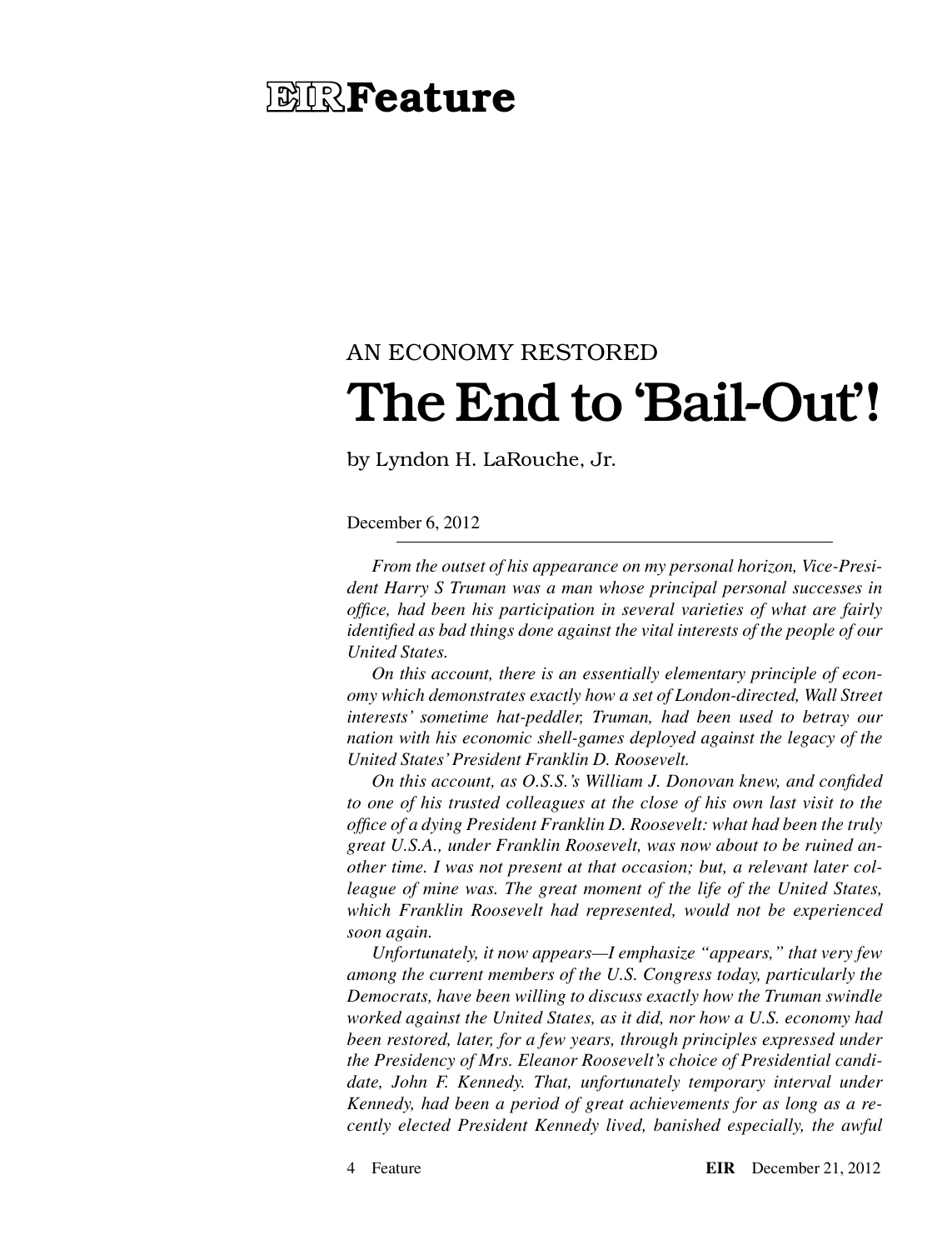# EIR Feature

AN ECONOMY RESTORED

# The End to 'Bail-Out'!

by Lyndon H. LaRouche, Jr.

December 6, 2012

*From the outset of his appearance on my personal horizon, Vice-President Harry S Truman was a man whose principal personal successes in office, had been his participation in several varieties of what are fairly identified as bad things done against the vital interests of the people of our United States.*

*On this account, there is an essentially elementary principle of economy which demonstrates exactly how a set of London-directed, Wall Street interests' sometime hat-peddler, Truman, had been used to betray our nation with his economic shell-games deployed against the legacy of the United States' President Franklin D. Roosevelt.*

*On this account, as O.S.S.'s William J. Donovan knew, and confided to one of his trusted colleagues at the close of his own last visit to the office of a dying President Franklin D. Roosevelt: what had been the truly great U.S.A., under Franklin Roosevelt, was now about to be ruined another time. I was not present at that occasion; but, a relevant later colleague of mine was. The great moment of the life of the United States, which Franklin Roosevelt had represented, would not be experienced soon again.*

*Unfortunately, it now appears—I emphasize "appears," that very few among the current members of the U.S. Congress today, particularly the Democrats, have been willing to discuss exactly how the Truman swindle worked against the United States, as it did, nor how a U.S. economy had been restored, later, for a few years, through principles expressed under the Presidency of Mrs. Eleanor Roosevelt's choice of Presidential candidate, John F. Kennedy. That, unfortunately temporary interval under Kennedy, had been a period of great achievements for as long as a recently elected President Kennedy lived, banished especially, the awful*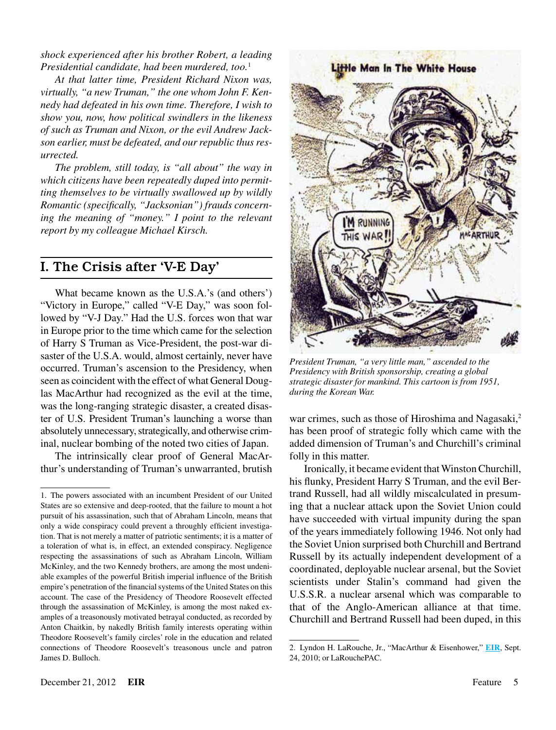*shock experienced after his brother Robert, a leading Presidential candidate, had been murdered, too.*[1]

*At that latter time, President Richard Nixon was, virtually, "a new Truman," the one whom John F. Kennedy had defeated in his own time. Therefore, I wish to show you, now, how political swindlers in the likeness of such as Truman and Nixon, or the evil Andrew Jackson earlier, must be defeated, and our republic thus resurrected.*

*The problem, still today, is "all about" the way in which citizens have been repeatedly duped into permitting themselves to be virtually swallowed up by wildly Romantic (specifically, "Jacksonian") frauds concerning the meaning of "money." I point to the relevant report by my colleague Michael Kirsch.*

## I. The Crisis after 'V-E Day'

What became known as the U.S.A.'s (and others') "Victory in Europe," called "V-E Day," was soon followed by "V-J Day." Had the U.S. forces won that war in Europe prior to the time which came for the selection of Harry S Truman as Vice-President, the post-war disaster of the U.S.A. would, almost certainly, never have occurred. Truman's ascension to the Presidency, when seen as coincident with the effect of what General Douglas MacArthur had recognized as the evil at the time, was the long-ranging strategic disaster, a created disaster of U.S. President Truman's launching a worse than absolutely unnecessary, strategically, and otherwise criminal, nuclear bombing of the noted two cities of Japan.

The intrinsically clear proof of General MacArthur's understanding of Truman's unwarranted, brutish war crimes, such as those of Hiroshima and Nagasaki,[2] has been proof of strategic folly which came with the added dimension of Truman's and Churchill's criminal folly in this matter.

Little Man In The White House

*President Truman, "a very little man," ascended to the Presidency with British sponsorship, creating a global strategic disaster for mankind. This cartoon is from 1951, during the Korean War.*

Ironically, it became evident that Winston Churchill, his flunky, President Harry S Truman, and the evil Bertrand Russell, had all wildly miscalculated in presuming that a nuclear attack upon the Soviet Union could have succeeded with virtual impunity during the span of the years immediately following 1946. Not only had the Soviet Union surprised both Churchill and Bertrand Russell by its actually independent development of a coordinated, deployable nuclear arsenal, but the Soviet scientists under Stalin's command had given the U.S.S.R. a nuclear arsenal which was comparable to that of the Anglo-American alliance at that time. Churchill and Bertrand Russell had been duped, in this

---

1. The powers associated with an incumbent President of our United States are so extensive and deep-rooted, that the failure to mount a hot pursuit of his assassination, such that of Abraham Lincoln, means that only a wide conspiracy could prevent a throughly efficient investigation. That is not merely a matter of patriotic sentiments; it is a matter of a toleration of what is, in effect, an extended conspiracy. Negligence respecting the assassinations of such as Abraham Lincoln, William McKinley, and the two Kennedy brothers, are among the most undeniable examples of the powerful British imperial influence of the British empire's penetration of the financial systems of the United States on this account. The case of the Presidency of Theodore Roosevelt effected through the assassination of McKinley, is among the most naked examples of a treasonously motivated betrayal conducted, as recorded by Anton Chaitkin, by nakedly British family interests operating within Theodore Roosevelt's family circles' role in the education and related connections of Theodore Roosevelt's treasonous uncle and patron James D. Bulloch.

2. Lyndon H. LaRouche, Jr., "MacArthur & Eisenhower," **EIR**, Sept. 24, 2010; or LaRouchePAC.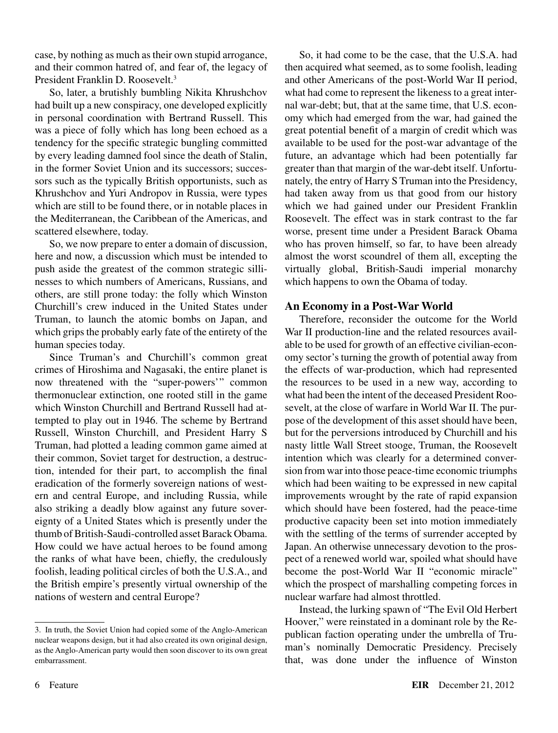case, by nothing as much as their own stupid arrogance, and their common hatred of, and fear of, the legacy of President Franklin D. Roosevelt.[3]

So, later, a brutishly bumbling Nikita Khrushchov had built up a new conspiracy, one developed explicitly in personal coordination with Bertrand Russell. This was a piece of folly which has long been echoed as a tendency for the specific strategic bungling committed by every leading damned fool since the death of Stalin, in the former Soviet Union and its successors; successors such as the typically British opportunists, such as Khrushchov and Yuri Andropov in Russia, were types which are still to be found there, or in notable places in the Mediterranean, the Caribbean of the Americas, and scattered elsewhere, today.

So, we now prepare to enter a domain of discussion, here and now, a discussion which must be intended to push aside the greatest of the common strategic sillinesses to which numbers of Americans, Russians, and others, are still prone today: the folly which Winston Churchill's crew induced in the United States under Truman, to launch the atomic bombs on Japan, and which grips the probably early fate of the entirety of the human species today.

Since Truman's and Churchill's common great crimes of Hiroshima and Nagasaki, the entire planet is now threatened with the "super-powers'" common thermonuclear extinction, one rooted still in the game which Winston Churchill and Bertrand Russell had attempted to play out in 1946. The scheme by Bertrand Russell, Winston Churchill, and President Harry S Truman, had plotted a leading common game aimed at their common, Soviet target for destruction, a destruction, intended for their part, to accomplish the final eradication of the formerly sovereign nations of western and central Europe, and including Russia, while also striking a deadly blow against any future sovereignty of a United States which is presently under the thumb of British-Saudi-controlled asset Barack Obama. How could we have actual heroes to be found among the ranks of what have been, chiefly, the credulously foolish, leading political circles of both the U.S.A., and the British empire's presently virtual ownership of the nations of western and central Europe?

So, it had come to be the case, that the U.S.A. had then acquired what seemed, as to some foolish, leading and other Americans of the post-World War II period, what had come to represent the likeness to a great internal war-debt; but, that at the same time, that U.S. economy which had emerged from the war, had gained the great potential benefit of a margin of credit which was available to be used for the post-war advantage of the future, an advantage which had been potentially far greater than that margin of the war-debt itself. Unfortunately, the entry of Harry S Truman into the Presidency, had taken away from us that good from our history which we had gained under our President Franklin Roosevelt. The effect was in stark contrast to the far worse, present time under a President Barack Obama who has proven himself, so far, to have been already almost the worst scoundrel of them all, excepting the virtually global, British-Saudi imperial monarchy which happens to own the Obama of today.

## An Economy in a Post-War World

Therefore, reconsider the outcome for the World War II production-line and the related resources available to be used for growth of an effective civilian-economy sector's turning the growth of potential away from the effects of war-production, which had represented the resources to be used in a new way, according to what had been the intent of the deceased President Roosevelt, at the close of warfare in World War II. The purpose of the development of this asset should have been, but for the perversions introduced by Churchill and his nasty little Wall Street stooge, Truman, the Roosevelt intention which was clearly for a determined conversion from war into those peace-time economic triumphs which had been waiting to be expressed in new capital improvements wrought by the rate of rapid expansion which should have been fostered, had the peace-time productive capacity been set into motion immediately with the settling of the terms of surrender accepted by Japan. An otherwise unnecessary devotion to the prospect of a renewed world war, spoiled what should have become the post-World War II "economic miracle" which the prospect of marshalling competing forces in nuclear warfare had almost throttled.

Instead, the lurking spawn of "The Evil Old Herbert Hoover," were reinstated in a dominant role by the Republican faction operating under the umbrella of Truman's nominally Democratic Presidency. Precisely that, was done under the influence of Winston

---

3. In truth, the Soviet Union had copied some of the Anglo-American nuclear weapons design, but it had also created its own original design, as the Anglo-American party would then soon discover to its own great embarrassment.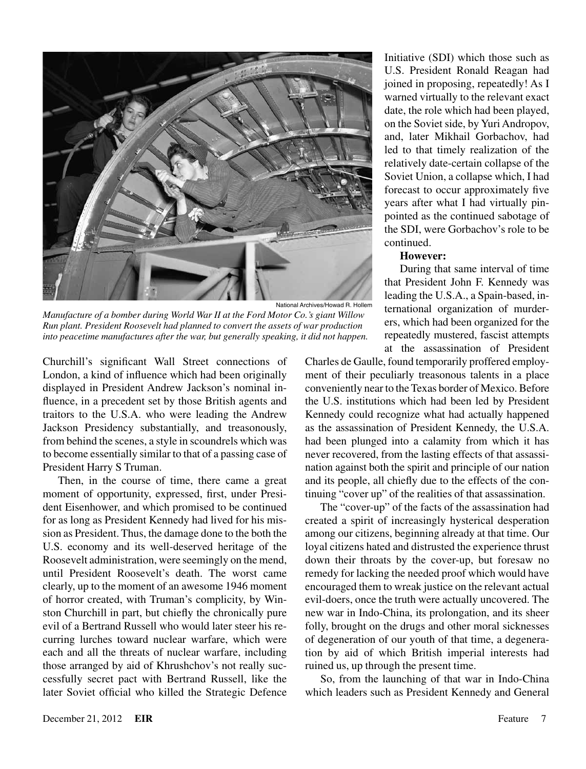National Archives/Howad R. Hollem

*Manufacture of a bomber during World War II at the Ford Motor Co.'s giant Willow Run plant. President Roosevelt had planned to convert the assets of war production into peacetime manufactures after the war, but generally speaking, it did not happen.*

Churchill's significant Wall Street connections of London, a kind of influence which had been originally displayed in President Andrew Jackson's nominal influence, in a precedent set by those British agents and traitors to the U.S.A. who were leading the Andrew Jackson Presidency substantially, and treasonously, from behind the scenes, a style in scoundrels which was to become essentially similar to that of a passing case of President Harry S Truman.

Then, in the course of time, there came a great moment of opportunity, expressed, first, under President Eisenhower, and which promised to be continued for as long as President Kennedy had lived for his mission as President. Thus, the damage done to the both the U.S. economy and its well-deserved heritage of the Roosevelt administration, were seemingly on the mend, until President Roosevelt's death. The worst came clearly, up to the moment of an awesome 1946 moment of horror created, with Truman's complicity, by Winston Churchill in part, but chiefly the chronically pure evil of a Bertrand Russell who would later steer his recurring lurches toward nuclear warfare, which were each and all the threats of nuclear warfare, including those arranged by aid of Khrushchov's not really successfully secret pact with Bertrand Russell, like the later Soviet official who killed the Strategic Defence Initiative (SDI) which those such as U.S. President Ronald Reagan had joined in proposing, repeatedly! As I warned virtually to the relevant exact date, the role which had been played, on the Soviet side, by Yuri Andropov, and, later Mikhail Gorbachov, had led to that timely realization of the relatively date-certain collapse of the Soviet Union, a collapse which, I had forecast to occur approximately five years after what I had virtually pinpointed as the continued sabotage of the SDI, were Gorbachov's role to be continued.

**However:**

During that same interval of time that President John F. Kennedy was leading the U.S.A., a Spain-based, international organization of murderers, which had been organized for the repeatedly mustered, fascist attempts at the assassination of President Charles de Gaulle, found temporarily proffered employment of their peculiarly treasonous talents in a place conveniently near to the Texas border of Mexico. Before the U.S. institutions which had been led by President Kennedy could recognize what had actually happened as the assassination of President Kennedy, the U.S.A. had been plunged into a calamity from which it has never recovered, from the lasting effects of that assassination against both the spirit and principle of our nation and its people, all chiefly due to the effects of the continuing "cover up" of the realities of that assassination.

The "cover-up" of the facts of the assassination had created a spirit of increasingly hysterical desperation among our citizens, beginning already at that time. Our loyal citizens hated and distrusted the experience thrust down their throats by the cover-up, but foresaw no remedy for lacking the needed proof which would have encouraged them to wreak justice on the relevant actual evil-doers, once the truth were actually uncovered. The new war in Indo-China, its prolongation, and its sheer folly, brought on the drugs and other moral sicknesses of degeneration of our youth of that time, a degeneration by aid of which British imperial interests had ruined us, up through the present time.

So, from the launching of that war in Indo-China which leaders such as President Kennedy and General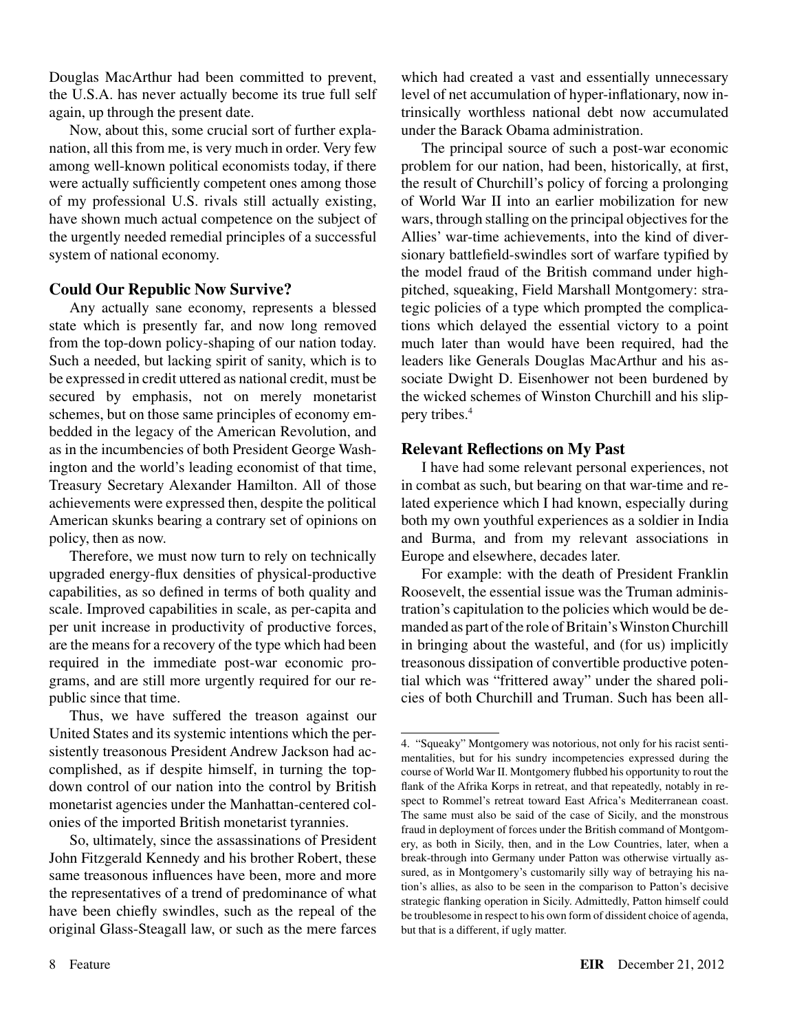Douglas MacArthur had been committed to prevent, the U.S.A. has never actually become its true full self again, up through the present date.

Now, about this, some crucial sort of further explanation, all this from me, is very much in order. Very few among well-known political economists today, if there were actually sufficiently competent ones among those of my professional U.S. rivals still actually existing, have shown much actual competence on the subject of the urgently needed remedial principles of a successful system of national economy.

## Could Our Republic Now Survive?

Any actually sane economy, represents a blessed state which is presently far, and now long removed from the top-down policy-shaping of our nation today. Such a needed, but lacking spirit of sanity, which is to be expressed in credit uttered as national credit, must be secured by emphasis, not on merely monetarist schemes, but on those same principles of economy embedded in the legacy of the American Revolution, and as in the incumbencies of both President George Washington and the world's leading economist of that time, Treasury Secretary Alexander Hamilton. All of those achievements were expressed then, despite the political American skunks bearing a contrary set of opinions on policy, then as now.

Therefore, we must now turn to rely on technically upgraded energy-flux densities of physical-productive capabilities, as so defined in terms of both quality and scale. Improved capabilities in scale, as per-capita and per unit increase in productivity of productive forces, are the means for a recovery of the type which had been required in the immediate post-war economic programs, and are still more urgently required for our republic since that time.

Thus, we have suffered the treason against our United States and its systemic intentions which the persistently treasonous President Andrew Jackson had accomplished, as if despite himself, in turning the top-down control of our nation into the control by British monetarist agencies under the Manhattan-centered colonies of the imported British monetarist tyrannies.

So, ultimately, since the assassinations of President John Fitzgerald Kennedy and his brother Robert, these same treasonous influences have been, more and more the representatives of a trend of predominance of what have been chiefly swindles, such as the repeal of the original Glass-Steagall law, or such as the mere farces which had created a vast and essentially unnecessary level of net accumulation of hyper-inflationary, now intrinsically worthless national debt now accumulated under the Barack Obama administration.

The principal source of such a post-war economic problem for our nation, had been, historically, at first, the result of Churchill's policy of forcing a prolonging of World War II into an earlier mobilization for new wars, through stalling on the principal objectives for the Allies' war-time achievements, into the kind of diversionary battlefield-swindles sort of warfare typified by the model fraud of the British command under high-pitched, squeaking, Field Marshall Montgomery: strategic policies of a type which prompted the complications which delayed the essential victory to a point much later than would have been required, had the leaders like Generals Douglas MacArthur and his associate Dwight D. Eisenhower not been burdened by the wicked schemes of Winston Churchill and his slippery tribes.[4]

## Relevant Reflections on My Past

I have had some relevant personal experiences, not in combat as such, but bearing on that war-time and related experience which I had known, especially during both my own youthful experiences as a soldier in India and Burma, and from my relevant associations in Europe and elsewhere, decades later.

For example: with the death of President Franklin Roosevelt, the essential issue was the Truman administration's capitulation to the policies which would be demanded as part of the role of Britain's Winston Churchill in bringing about the wasteful, and (for us) implicitly treasonous dissipation of convertible productive potential which was "frittered away" under the shared policies of both Churchill and Truman. Such has been all-

---

4. "Squeaky" Montgomery was notorious, not only for his racist sentimentalities, but for his sundry incompetencies expressed during the course of World War II. Montgomery flubbed his opportunity to rout the flank of the Afrika Korps in retreat, and that repeatedly, notably in respect to Rommel's retreat toward East Africa's Mediterranean coast. The same must also be said of the case of Sicily, and the monstrous fraud in deployment of forces under the British command of Montgomery, as both in Sicily, then, and in the Low Countries, later, when a break-through into Germany under Patton was otherwise virtually assured, as in Montgomery's customarily silly way of betraying his nation's allies, as also to be seen in the comparison to Patton's decisive strategic flanking operation in Sicily. Admittedly, Patton himself could be troublesome in respect to his own form of dissident choice of agenda, but that is a different, if ugly matter.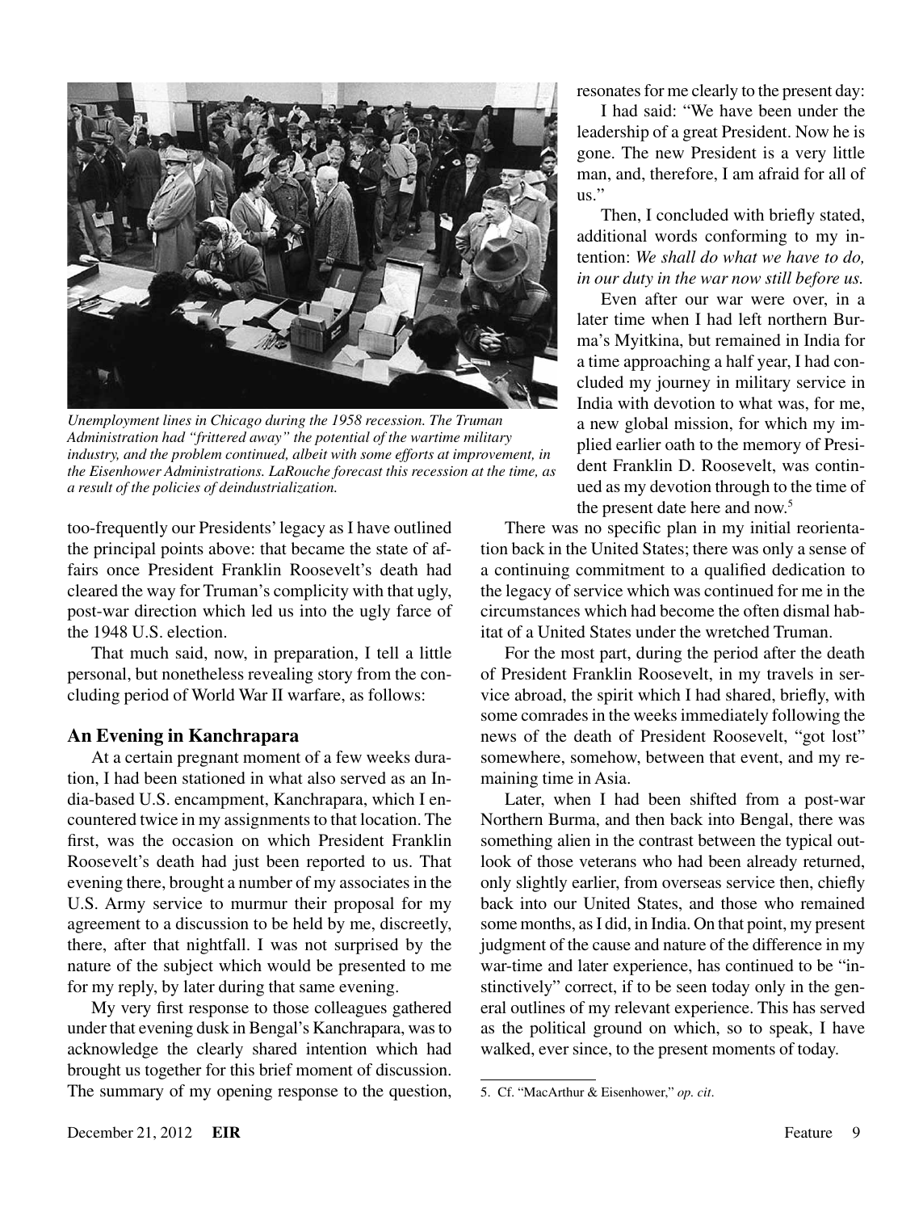*Unemployment lines in Chicago during the 1958 recession. The Truman Administration had "frittered away" the potential of the wartime military industry, and the problem continued, albeit with some efforts at improvement, in the Eisenhower Administrations. LaRouche forecast this recession at the time, as a result of the policies of deindustrialization.*

too-frequently our Presidents' legacy as I have outlined the principal points above: that became the state of affairs once President Franklin Roosevelt's death had cleared the way for Truman's complicity with that ugly, post-war direction which led us into the ugly farce of the 1948 U.S. election.

That much said, now, in preparation, I tell a little personal, but nonetheless revealing story from the concluding period of World War II warfare, as follows:

## An Evening in Kanchrapara

At a certain pregnant moment of a few weeks duration, I had been stationed in what also served as an India-based U.S. encampment, Kanchrapara, which I encountered twice in my assignments to that location. The first, was the occasion on which President Franklin Roosevelt's death had just been reported to us. That evening there, brought a number of my associates in the U.S. Army service to murmur their proposal for my agreement to a discussion to be held by me, discreetly, there, after that nightfall. I was not surprised by the nature of the subject which would be presented to me for my reply, by later during that same evening.

My very first response to those colleagues gathered under that evening dusk in Bengal's Kanchrapara, was to acknowledge the clearly shared intention which had brought us together for this brief moment of discussion. The summary of my opening response to the question, resonates for me clearly to the present day:

I had said: "We have been under the leadership of a great President. Now he is gone. The new President is a very little man, and, therefore, I am afraid for all of us."

Then, I concluded with briefly stated, additional words conforming to my intention: *We shall do what we have to do, in our duty in the war now still before us.*

Even after our war were over, in a later time when I had left northern Burma's Myitkina, but remained in India for a time approaching a half year, I had concluded my journey in military service in India with devotion to what was, for me, a new global mission, for which my implied earlier oath to the memory of President Franklin D. Roosevelt, was continued as my devotion through to the time of the present date here and now.[5]

There was no specific plan in my initial reorientation back in the United States; there was only a sense of a continuing commitment to a qualified dedication to the legacy of service which was continued for me in the circumstances which had become the often dismal habitat of a United States under the wretched Truman.

For the most part, during the period after the death of President Franklin Roosevelt, in my travels in service abroad, the spirit which I had shared, briefly, with some comrades in the weeks immediately following the news of the death of President Roosevelt, "got lost" somewhere, somehow, between that event, and my remaining time in Asia.

Later, when I had been shifted from a post-war Northern Burma, and then back into Bengal, there was something alien in the contrast between the typical outlook of those veterans who had been already returned, only slightly earlier, from overseas service then, chiefly back into our United States, and those who remained some months, as I did, in India. On that point, my present judgment of the cause and nature of the difference in my war-time and later experience, has continued to be "instinctively" correct, if to be seen today only in the general outlines of my relevant experience. This has served as the political ground on which, so to speak, I have walked, ever since, to the present moments of today.

5. Cf. "MacArthur & Eisenhower," *op. cit*.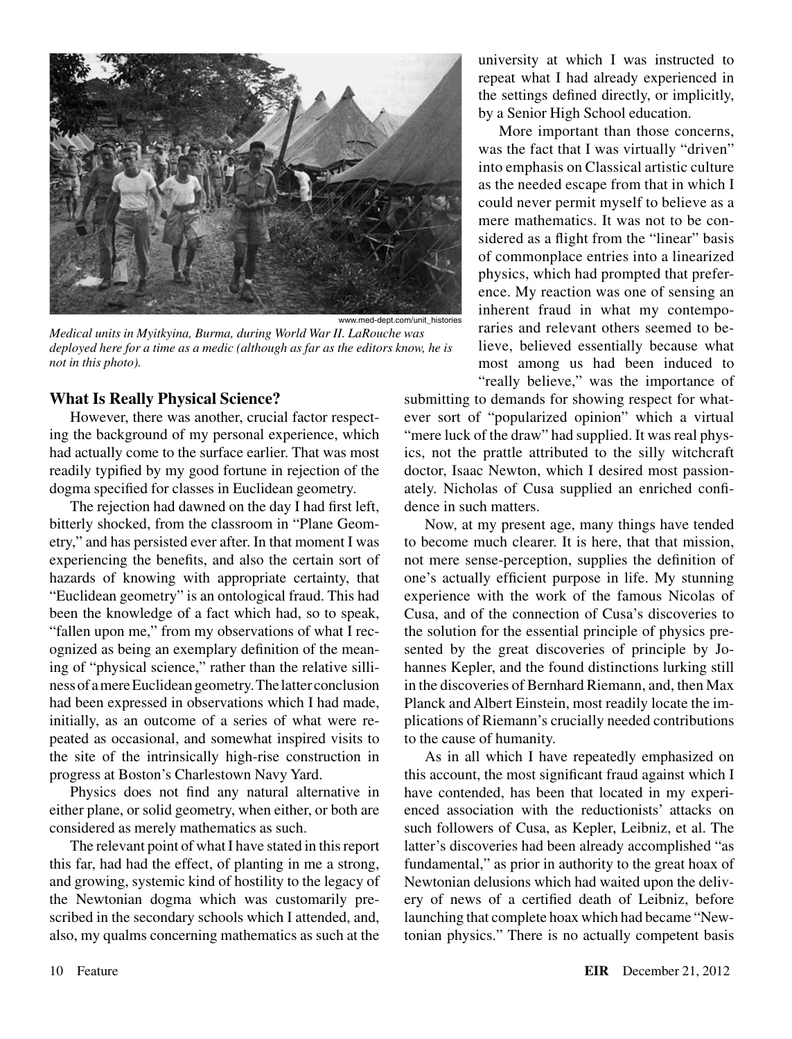www.med-dept.com/unit_histories

*Medical units in Myitkyina, Burma, during World War II. LaRouche was deployed here for a time as a medic (although as far as the editors know, he is not in this photo).*

## What Is Really Physical Science?

However, there was another, crucial factor respecting the background of my personal experience, which had actually come to the surface earlier. That was most readily typified by my good fortune in rejection of the dogma specified for classes in Euclidean geometry.

The rejection had dawned on the day I had first left, bitterly shocked, from the classroom in "Plane Geometry," and has persisted ever after. In that moment I was experiencing the benefits, and also the certain sort of hazards of knowing with appropriate certainty, that "Euclidean geometry" is an ontological fraud. This had been the knowledge of a fact which had, so to speak, "fallen upon me," from my observations of what I recognized as being an exemplary definition of the meaning of "physical science," rather than the relative silliness of a mere Euclidean geometry. The latter conclusion had been expressed in observations which I had made, initially, as an outcome of a series of what were repeated as occasional, and somewhat inspired visits to the site of the intrinsically high-rise construction in progress at Boston's Charlestown Navy Yard.

Physics does not find any natural alternative in either plane, or solid geometry, when either, or both are considered as merely mathematics as such.

The relevant point of what I have stated in this report this far, had had the effect, of planting in me a strong, and growing, systemic kind of hostility to the legacy of the Newtonian dogma which was customarily prescribed in the secondary schools which I attended, and, also, my qualms concerning mathematics as such at the university at which I was instructed to repeat what I had already experienced in the settings defined directly, or implicitly, by a Senior High School education.

More important than those concerns, was the fact that I was virtually "driven" into emphasis on Classical artistic culture as the needed escape from that in which I could never permit myself to believe as a mere mathematics. It was not to be considered as a flight from the "linear" basis of commonplace entries into a linearized physics, which had prompted that preference. My reaction was one of sensing an inherent fraud in what my contemporaries and relevant others seemed to believe, believed essentially because what most among us had been induced to "really believe," was the importance of submitting to demands for showing respect for whatever sort of "popularized opinion" which a virtual "mere luck of the draw" had supplied. It was real physics, not the prattle attributed to the silly witchcraft doctor, Isaac Newton, which I desired most passionately. Nicholas of Cusa supplied an enriched confidence in such matters.

Now, at my present age, many things have tended to become much clearer. It is here, that that mission, not mere sense-perception, supplies the definition of one's actually efficient purpose in life. My stunning experience with the work of the famous Nicolas of Cusa, and of the connection of Cusa's discoveries to the solution for the essential principle of physics presented by the great discoveries of principle by Johannes Kepler, and the found distinctions lurking still in the discoveries of Bernhard Riemann, and, then Max Planck and Albert Einstein, most readily locate the implications of Riemann's crucially needed contributions to the cause of humanity.

As in all which I have repeatedly emphasized on this account, the most significant fraud against which I have contended, has been that located in my experienced association with the reductionists' attacks on such followers of Cusa, as Kepler, Leibniz, et al. The latter's discoveries had been already accomplished "as fundamental," as prior in authority to the great hoax of Newtonian delusions which had waited upon the delivery of news of a certified death of Leibniz, before launching that complete hoax which had became "Newtonian physics." There is no actually competent basis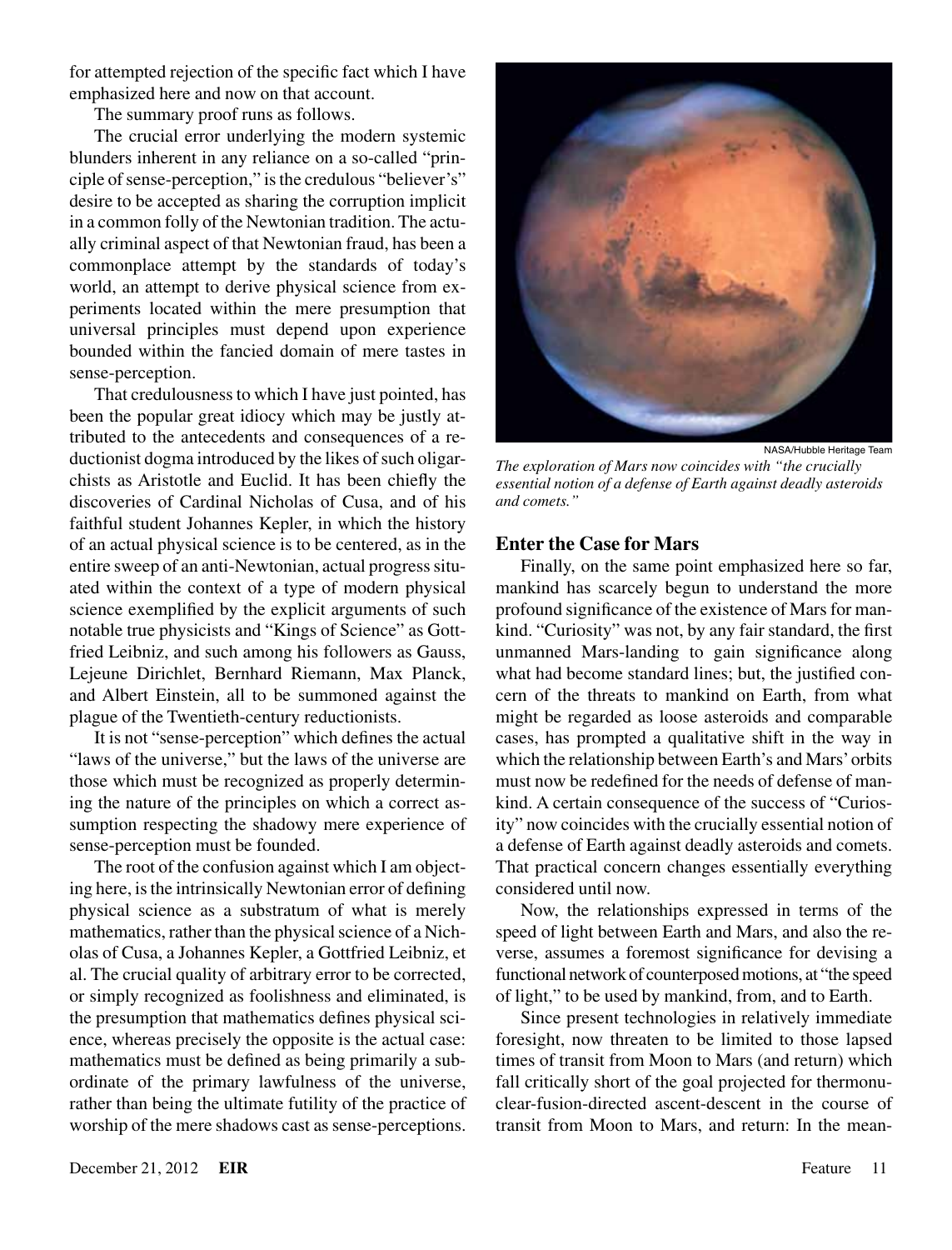for attempted rejection of the specific fact which I have emphasized here and now on that account.

The summary proof runs as follows.

The crucial error underlying the modern systemic blunders inherent in any reliance on a so-called "principle of sense-perception," is the credulous "believer's" desire to be accepted as sharing the corruption implicit in a common folly of the Newtonian tradition. The actually criminal aspect of that Newtonian fraud, has been a commonplace attempt by the standards of today's world, an attempt to derive physical science from experiments located within the mere presumption that universal principles must depend upon experience bounded within the fancied domain of mere tastes in sense-perception.

That credulousness to which I have just pointed, has been the popular great idiocy which may be justly attributed to the antecedents and consequences of a reductionist dogma introduced by the likes of such oligarchists as Aristotle and Euclid. It has been chiefly the discoveries of Cardinal Nicholas of Cusa, and of his faithful student Johannes Kepler, in which the history of an actual physical science is to be centered, as in the entire sweep of an anti-Newtonian, actual progress situated within the context of a type of modern physical science exemplified by the explicit arguments of such notable true physicists and "Kings of Science" as Gottfried Leibniz, and such among his followers as Gauss, Lejeune Dirichlet, Bernhard Riemann, Max Planck, and Albert Einstein, all to be summoned against the plague of the Twentieth-century reductionists.

It is not "sense-perception" which defines the actual "laws of the universe," but the laws of the universe are those which must be recognized as properly determining the nature of the principles on which a correct assumption respecting the shadowy mere experience of sense-perception must be founded.

The root of the confusion against which I am objecting here, is the intrinsically Newtonian error of defining physical science as a substratum of what is merely mathematics, rather than the physical science of a Nicholas of Cusa, a Johannes Kepler, a Gottfried Leibniz, et al. The crucial quality of arbitrary error to be corrected, or simply recognized as foolishness and eliminated, is the presumption that mathematics defines physical science, whereas precisely the opposite is the actual case: mathematics must be defined as being primarily a subordinate of the primary lawfulness of the universe, rather than being the ultimate futility of the practice of worship of the mere shadows cast as sense-perceptions.

NASA/Hubble Heritage Team

*The exploration of Mars now coincides with "the crucially essential notion of a defense of Earth against deadly asteroids and comets."*

## Enter the Case for Mars

Finally, on the same point emphasized here so far, mankind has scarcely begun to understand the more profound significance of the existence of Mars for mankind. "Curiosity" was not, by any fair standard, the first unmanned Mars-landing to gain significance along what had become standard lines; but, the justified concern of the threats to mankind on Earth, from what might be regarded as loose asteroids and comparable cases, has prompted a qualitative shift in the way in which the relationship between Earth's and Mars' orbits must now be redefined for the needs of defense of mankind. A certain consequence of the success of "Curiosity" now coincides with the crucially essential notion of a defense of Earth against deadly asteroids and comets. That practical concern changes essentially everything considered until now.

Now, the relationships expressed in terms of the speed of light between Earth and Mars, and also the reverse, assumes a foremost significance for devising a functional network of counterposed motions, at "the speed of light," to be used by mankind, from, and to Earth.

Since present technologies in relatively immediate foresight, now threaten to be limited to those lapsed times of transit from Moon to Mars (and return) which fall critically short of the goal projected for thermonuclear-fusion-directed ascent-descent in the course of transit from Moon to Mars, and return: In the mean-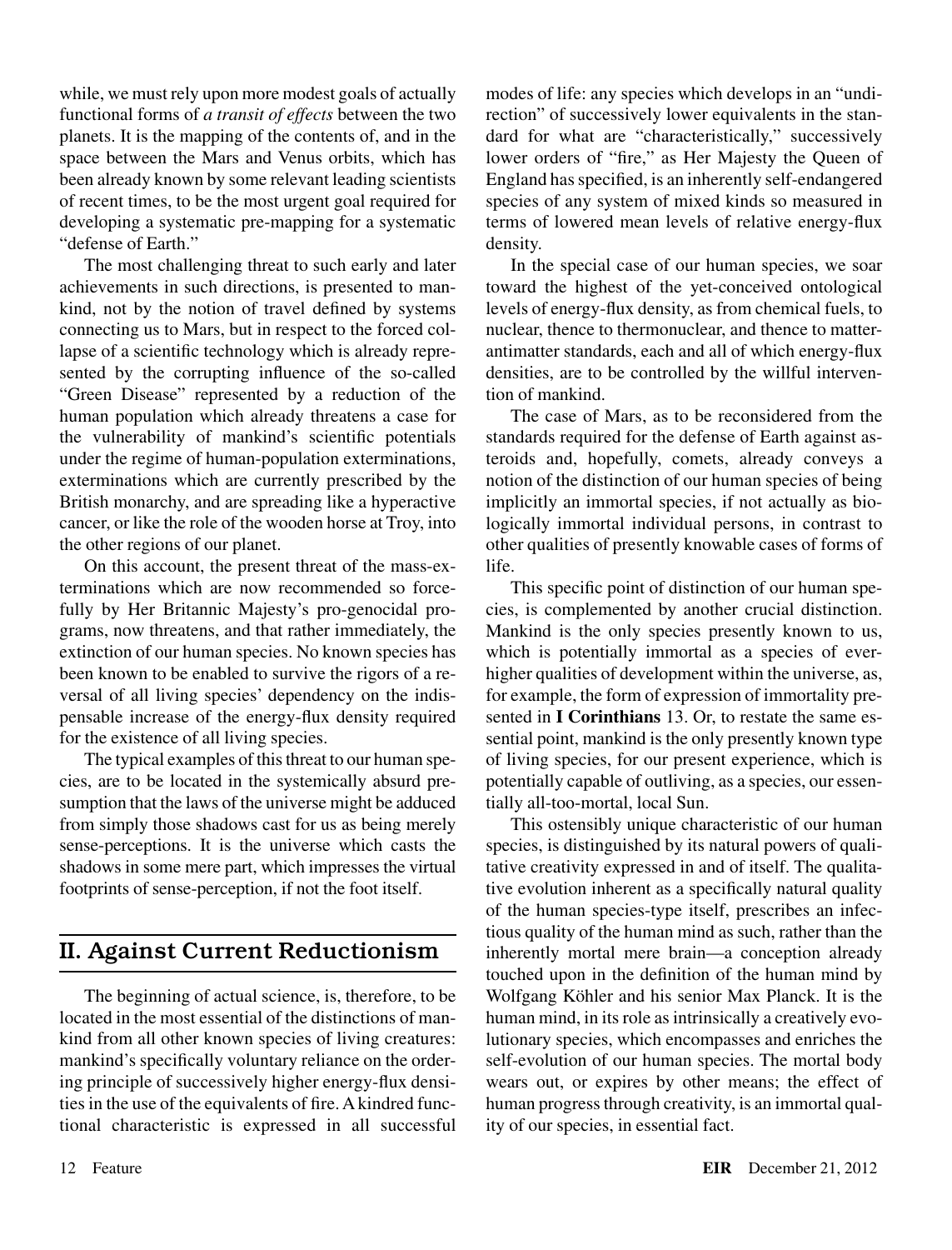while, we must rely upon more modest goals of actually functional forms of *a transit of effects* between the two planets. It is the mapping of the contents of, and in the space between the Mars and Venus orbits, which has been already known by some relevant leading scientists of recent times, to be the most urgent goal required for developing a systematic pre-mapping for a systematic "defense of Earth."

The most challenging threat to such early and later achievements in such directions, is presented to mankind, not by the notion of travel defined by systems connecting us to Mars, but in respect to the forced collapse of a scientific technology which is already represented by the corrupting influence of the so-called "Green Disease" represented by a reduction of the human population which already threatens a case for the vulnerability of mankind's scientific potentials under the regime of human-population exterminations, exterminations which are currently prescribed by the British monarchy, and are spreading like a hyperactive cancer, or like the role of the wooden horse at Troy, into the other regions of our planet.

On this account, the present threat of the mass-exterminations which are now recommended so forcefully by Her Britannic Majesty's pro-genocidal programs, now threatens, and that rather immediately, the extinction of our human species. No known species has been known to be enabled to survive the rigors of a reversal of all living species' dependency on the indispensable increase of the energy-flux density required for the existence of all living species.

The typical examples of this threat to our human species, are to be located in the systemically absurd presumption that the laws of the universe might be adduced from simply those shadows cast for us as being merely sense-perceptions. It is the universe which casts the shadows in some mere part, which impresses the virtual footprints of sense-perception, if not the foot itself.

## II. Against Current Reductionism

The beginning of actual science, is, therefore, to be located in the most essential of the distinctions of mankind from all other known species of living creatures: mankind's specifically voluntary reliance on the ordering principle of successively higher energy-flux densities in the use of the equivalents of fire. A kindred functional characteristic is expressed in all successful modes of life: any species which develops in an "undirection" of successively lower equivalents in the standard for what are "characteristically," successively lower orders of "fire," as Her Majesty the Queen of England has specified, is an inherently self-endangered species of any system of mixed kinds so measured in terms of lowered mean levels of relative energy-flux density.

In the special case of our human species, we soar toward the highest of the yet-conceived ontological levels of energy-flux density, as from chemical fuels, to nuclear, thence to thermonuclear, and thence to matter-antimatter standards, each and all of which energy-flux densities, are to be controlled by the willful intervention of mankind.

The case of Mars, as to be reconsidered from the standards required for the defense of Earth against asteroids and, hopefully, comets, already conveys a notion of the distinction of our human species of being implicitly an immortal species, if not actually as biologically immortal individual persons, in contrast to other qualities of presently knowable cases of forms of life.

This specific point of distinction of our human species, is complemented by another crucial distinction. Mankind is the only species presently known to us, which is potentially immortal as a species of ever-higher qualities of development within the universe, as, for example, the form of expression of immortality presented in **I Corinthians** 13. Or, to restate the same essential point, mankind is the only presently known type of living species, for our present experience, which is potentially capable of outliving, as a species, our essentially all-too-mortal, local Sun.

This ostensibly unique characteristic of our human species, is distinguished by its natural powers of qualitative creativity expressed in and of itself. The qualitative evolution inherent as a specifically natural quality of the human species-type itself, prescribes an infectious quality of the human mind as such, rather than the inherently mortal mere brain—a conception already touched upon in the definition of the human mind by Wolfgang Köhler and his senior Max Planck. It is the human mind, in its role as intrinsically a creatively evolutionary species, which encompasses and enriches the self-evolution of our human species. The mortal body wears out, or expires by other means; the effect of human progress through creativity, is an immortal quality of our species, in essential fact.